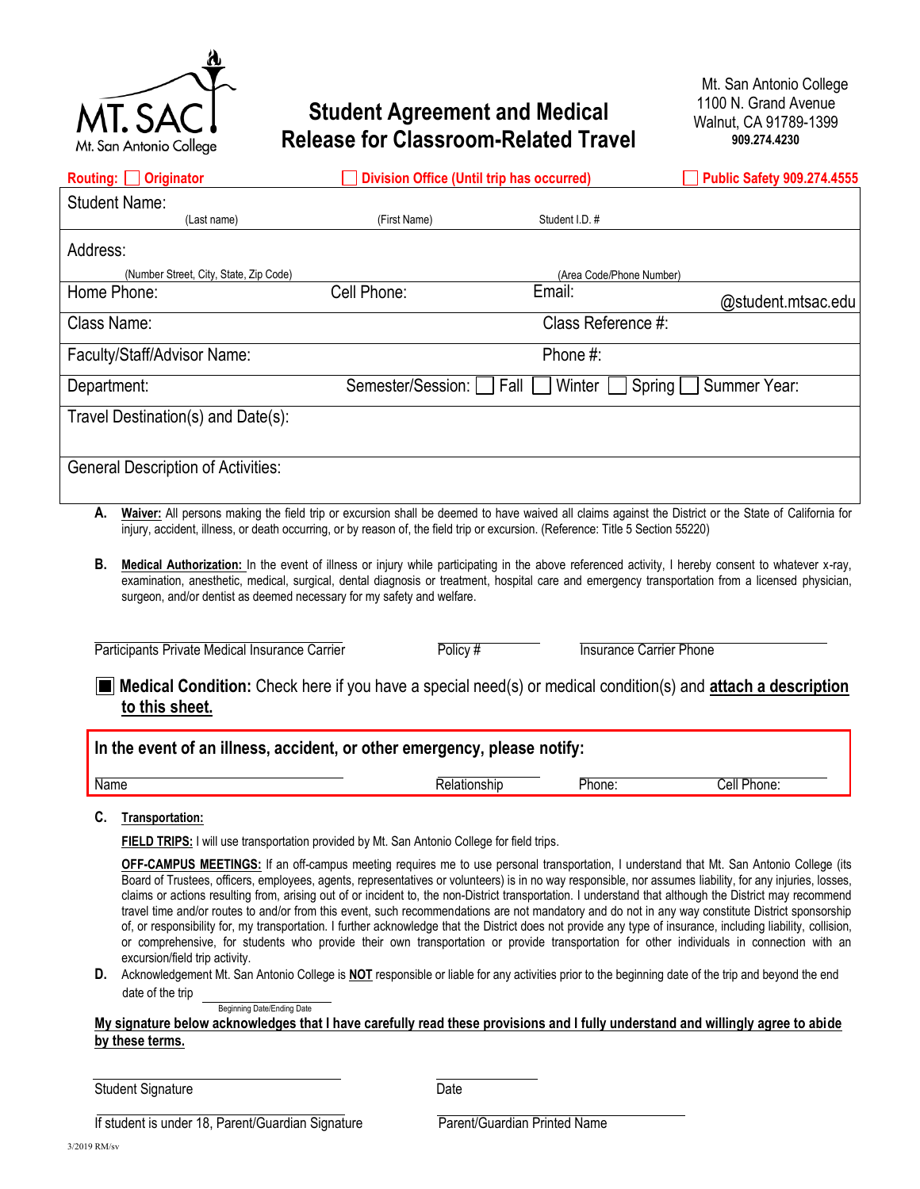MT. SAC
Mt. San Antonio College

# Student Agreement and Medical Release for Classroom-Related Travel

Mt. San Antonio College
1100 N. Grand Avenue
Walnut, CA 91789-1399
**909.274.4230**

**Routing:** ☐ **Originator** ☐ **Division Office (Until trip has occurred)** ☐ **Public Safety 909.274.4555**

| | | | |
|---|---|---|---|
| Student Name: (Last name) | (First Name) | Student I.D. # | |
| Address: (Number Street, City, State, Zip Code) | | (Area Code/Phone Number) | |
| Home Phone: | Cell Phone: | Email: | @student.mtsac.edu |
| Class Name: | | Class Reference #: | |
| Faculty/Staff/Advisor Name: | | Phone #: | |
| Department: | Semester/Session: ☐ Fall ☐ Winter ☐ Spring ☐ Summer Year: | | |
| Travel Destination(s) and Date(s): | | | |
| General Description of Activities: | | | |

**A.** **Waiver:** All persons making the field trip or excursion shall be deemed to have waived all claims against the District or the State of California for injury, accident, illness, or death occurring, or by reason of, the field trip or excursion. (Reference: Title 5 Section 55220)

**B.** **Medical Authorization:** In the event of illness or injury while participating in the above referenced activity, I hereby consent to whatever x-ray, examination, anesthetic, medical, surgical, dental diagnosis or treatment, hospital care and emergency transportation from a licensed physician, surgeon, and/or dentist as deemed necessary for my safety and welfare.

Participants Private Medical Insurance Carrier ____________ Policy # ____________ Insurance Carrier Phone ____________

☐ **Medical Condition:** Check here if you have a special need(s) or medical condition(s) and **attach a description to this sheet.**

**In the event of an illness, accident, or other emergency, please notify:**

Name ____________ Relationship ____________ Phone: ____________ Cell Phone: ____________

**C.** **Transportation:**

**FIELD TRIPS:** I will use transportation provided by Mt. San Antonio College for field trips.

**OFF-CAMPUS MEETINGS:** If an off-campus meeting requires me to use personal transportation, I understand that Mt. San Antonio College (its Board of Trustees, officers, employees, agents, representatives or volunteers) is in no way responsible, nor assumes liability, for any injuries, losses, claims or actions resulting from, arising out of or incident to, the non-District transportation. I understand that although the District may recommend travel time and/or routes to and/or from this event, such recommendations are not mandatory and do not in any way constitute District sponsorship of, or responsibility for, my transportation. I further acknowledge that the District does not provide any type of insurance, including liability, collision, or comprehensive, for students who provide their own transportation or provide transportation for other individuals in connection with an excursion/field trip activity.

**D.** Acknowledgement Mt. San Antonio College is **NOT** responsible or liable for any activities prior to the beginning date of the trip and beyond the end date of the trip ____________
Beginning Date/Ending Date

**My signature below acknowledges that I have carefully read these provisions and I fully understand and willingly agree to abide by these terms.**

Student Signature ____________ Date ____________

If student is under 18, Parent/Guardian Signature ____________ Parent/Guardian Printed Name ____________

3/2019 RM/sv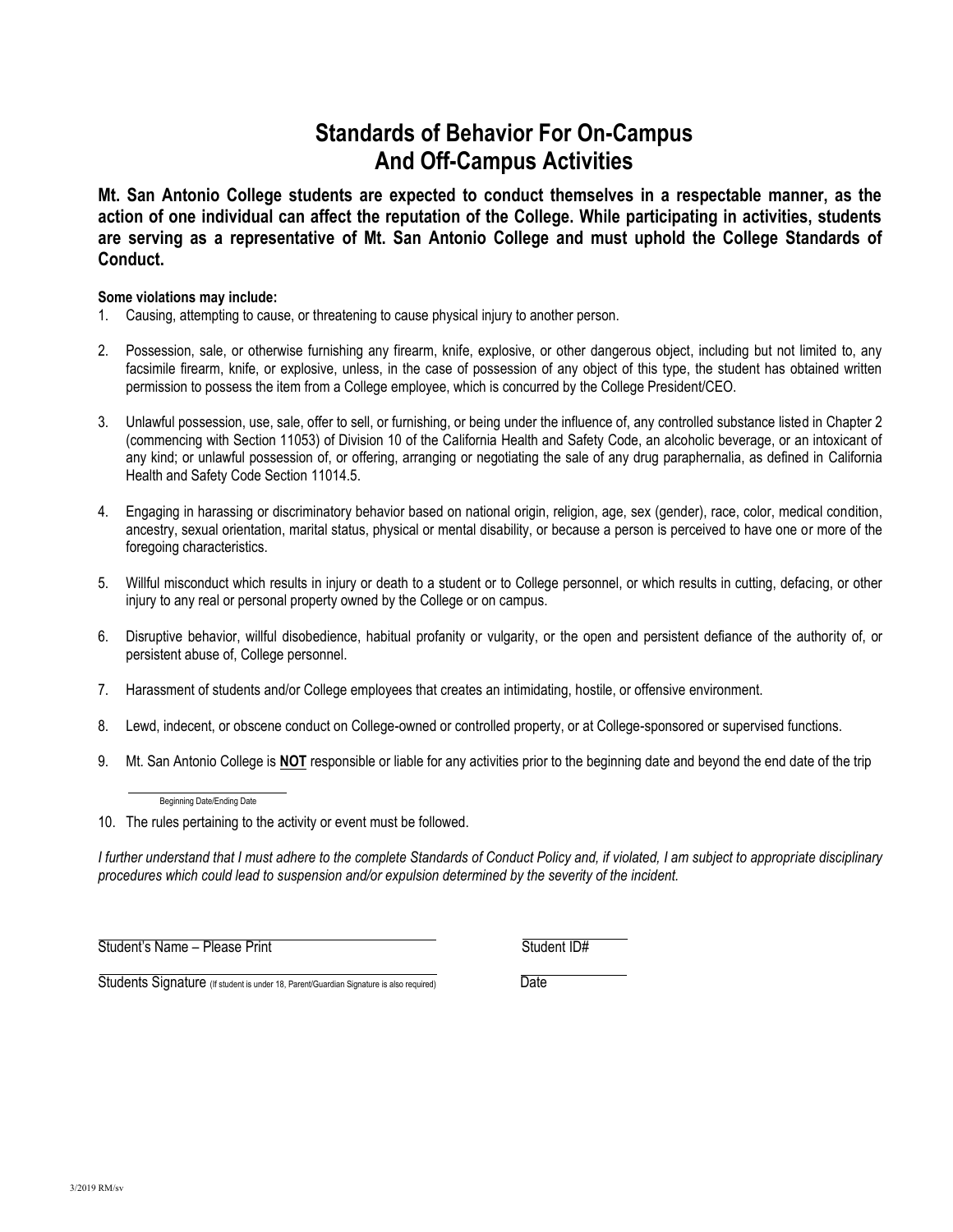# Standards of Behavior For On-Campus And Off-Campus Activities

**Mt. San Antonio College students are expected to conduct themselves in a respectable manner, as the action of one individual can affect the reputation of the College. While participating in activities, students are serving as a representative of Mt. San Antonio College and must uphold the College Standards of Conduct.**

**Some violations may include:**

1. Causing, attempting to cause, or threatening to cause physical injury to another person.
2. Possession, sale, or otherwise furnishing any firearm, knife, explosive, or other dangerous object, including but not limited to, any facsimile firearm, knife, or explosive, unless, in the case of possession of any object of this type, the student has obtained written permission to possess the item from a College employee, which is concurred by the College President/CEO.
3. Unlawful possession, use, sale, offer to sell, or furnishing, or being under the influence of, any controlled substance listed in Chapter 2 (commencing with Section 11053) of Division 10 of the California Health and Safety Code, an alcoholic beverage, or an intoxicant of any kind; or unlawful possession of, or offering, arranging or negotiating the sale of any drug paraphernalia, as defined in California Health and Safety Code Section 11014.5.
4. Engaging in harassing or discriminatory behavior based on national origin, religion, age, sex (gender), race, color, medical condition, ancestry, sexual orientation, marital status, physical or mental disability, or because a person is perceived to have one or more of the foregoing characteristics.
5. Willful misconduct which results in injury or death to a student or to College personnel, or which results in cutting, defacing, or other injury to any real or personal property owned by the College or on campus.
6. Disruptive behavior, willful disobedience, habitual profanity or vulgarity, or the open and persistent defiance of the authority of, or persistent abuse of, College personnel.
7. Harassment of students and/or College employees that creates an intimidating, hostile, or offensive environment.
8. Lewd, indecent, or obscene conduct on College-owned or controlled property, or at College-sponsored or supervised functions.
9. Mt. San Antonio College is **NOT** responsible or liable for any activities prior to the beginning date and beyond the end date of the trip

   \_\_\_\_\_\_\_\_\_\_\_\_\_\_\_\_\_\_\_\_
   Beginning Date/Ending Date

10. The rules pertaining to the activity or event must be followed.

*I further understand that I must adhere to the complete Standards of Conduct Policy and, if violated, I am subject to appropriate disciplinary procedures which could lead to suspension and/or expulsion determined by the severity of the incident.*

\_\_\_\_\_\_\_\_\_\_\_\_\_\_\_\_\_\_\_\_\_\_\_\_\_\_\_\_\_\_ \_\_\_\_\_\_\_\_\_\_\_\_
Student's Name – Please Print Student ID#

\_\_\_\_\_\_\_\_\_\_\_\_\_\_\_\_\_\_\_\_\_\_\_\_\_\_\_\_\_\_ \_\_\_\_\_\_\_\_\_\_\_\_
Students Signature (If student is under 18, Parent/Guardian Signature is also required) Date

3/2019 RM/sv